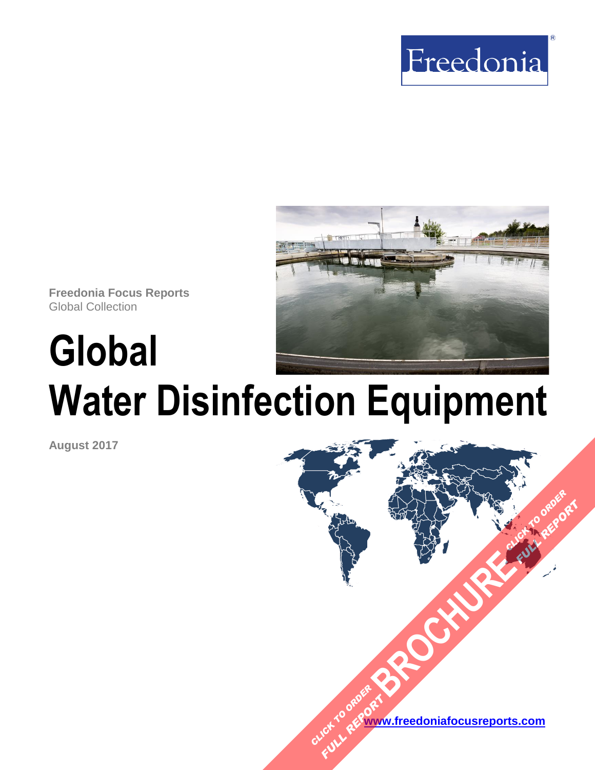Freedonia

**Freedonia Focus Reports**
Global Collection

# Global Water Disinfection Equipment

**August 2017**

CLICK TO ORDER FULL REPORT BROCHURE

www.freedoniafocusreports.com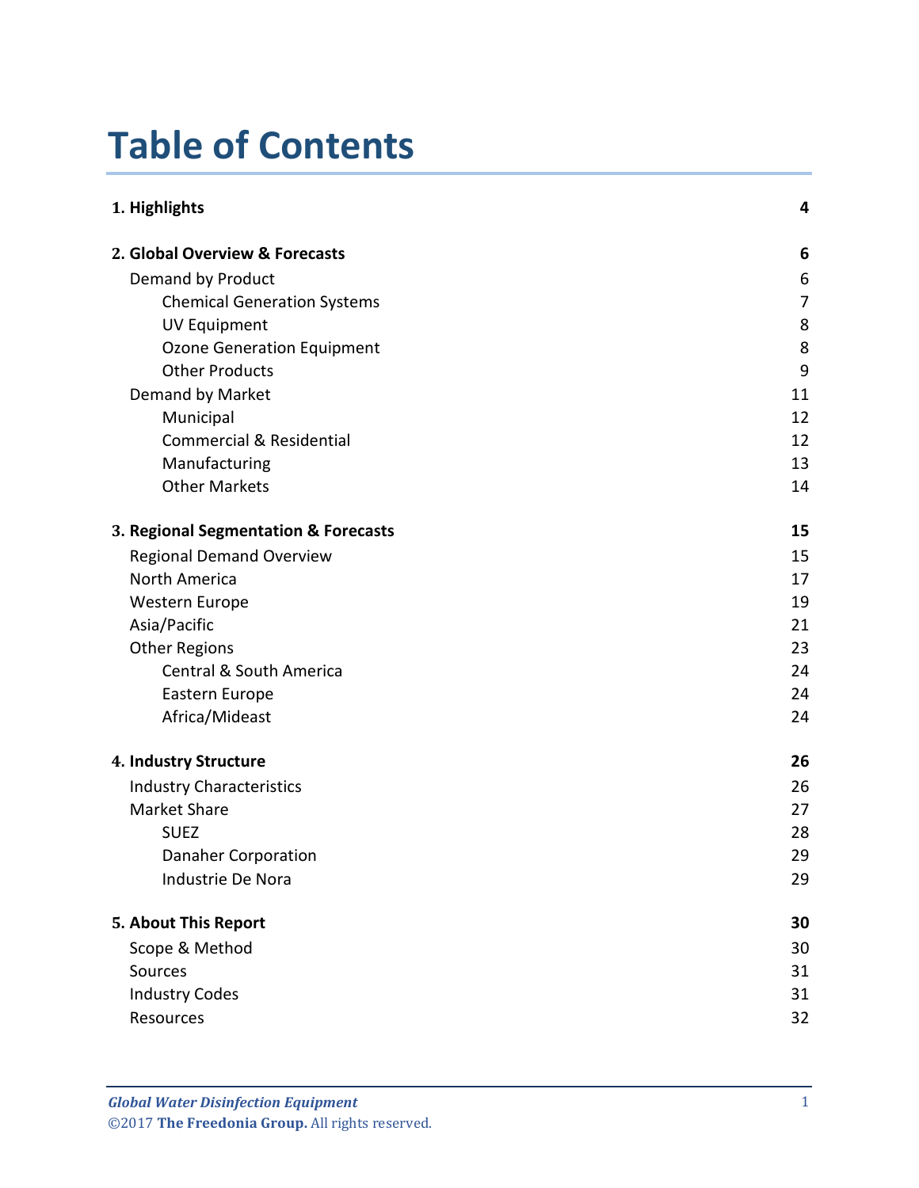# Table of Contents

| | |
|---|---|
| **1. Highlights** | **4** |
| **2. Global Overview & Forecasts** | **6** |
| Demand by Product | 6 |
| Chemical Generation Systems | 7 |
| UV Equipment | 8 |
| Ozone Generation Equipment | 8 |
| Other Products | 9 |
| Demand by Market | 11 |
| Municipal | 12 |
| Commercial & Residential | 12 |
| Manufacturing | 13 |
| Other Markets | 14 |
| **3. Regional Segmentation & Forecasts** | **15** |
| Regional Demand Overview | 15 |
| North America | 17 |
| Western Europe | 19 |
| Asia/Pacific | 21 |
| Other Regions | 23 |
| Central & South America | 24 |
| Eastern Europe | 24 |
| Africa/Mideast | 24 |
| **4. Industry Structure** | **26** |
| Industry Characteristics | 26 |
| Market Share | 27 |
| SUEZ | 28 |
| Danaher Corporation | 29 |
| Industrie De Nora | 29 |
| **5. About This Report** | **30** |
| Scope & Method | 30 |
| Sources | 31 |
| Industry Codes | 31 |
| Resources | 32 |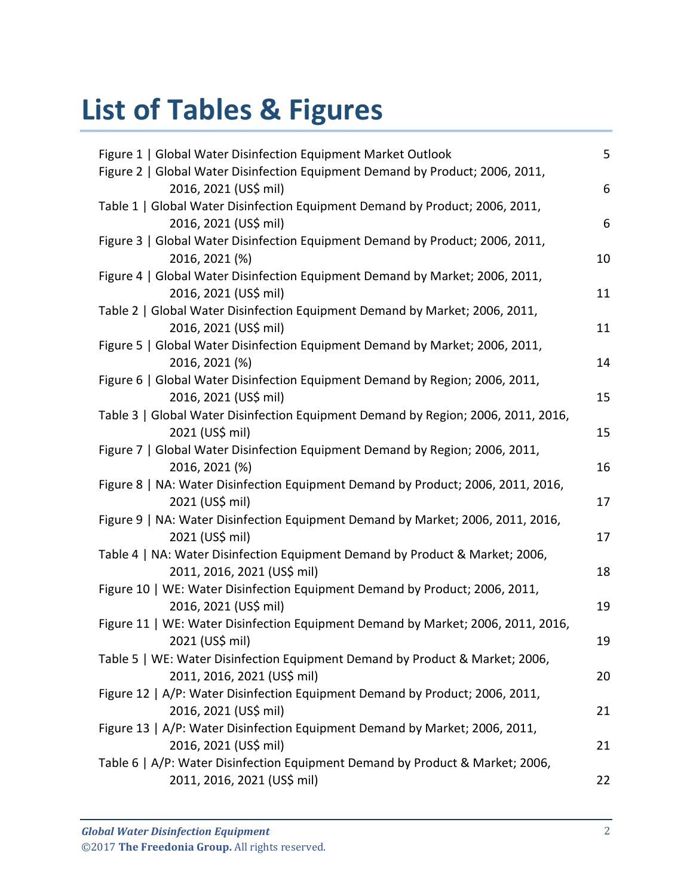# List of Tables & Figures

| | |
|---|---|
| Figure 1 \| Global Water Disinfection Equipment Market Outlook | 5 |
| Figure 2 \| Global Water Disinfection Equipment Demand by Product; 2006, 2011, 2016, 2021 (US$ mil) | 6 |
| Table 1 \| Global Water Disinfection Equipment Demand by Product; 2006, 2011, 2016, 2021 (US$ mil) | 6 |
| Figure 3 \| Global Water Disinfection Equipment Demand by Product; 2006, 2011, 2016, 2021 (%) | 10 |
| Figure 4 \| Global Water Disinfection Equipment Demand by Market; 2006, 2011, 2016, 2021 (US$ mil) | 11 |
| Table 2 \| Global Water Disinfection Equipment Demand by Market; 2006, 2011, 2016, 2021 (US$ mil) | 11 |
| Figure 5 \| Global Water Disinfection Equipment Demand by Market; 2006, 2011, 2016, 2021 (%) | 14 |
| Figure 6 \| Global Water Disinfection Equipment Demand by Region; 2006, 2011, 2016, 2021 (US$ mil) | 15 |
| Table 3 \| Global Water Disinfection Equipment Demand by Region; 2006, 2011, 2016, 2021 (US$ mil) | 15 |
| Figure 7 \| Global Water Disinfection Equipment Demand by Region; 2006, 2011, 2016, 2021 (%) | 16 |
| Figure 8 \| NA: Water Disinfection Equipment Demand by Product; 2006, 2011, 2016, 2021 (US$ mil) | 17 |
| Figure 9 \| NA: Water Disinfection Equipment Demand by Market; 2006, 2011, 2016, 2021 (US$ mil) | 17 |
| Table 4 \| NA: Water Disinfection Equipment Demand by Product & Market; 2006, 2011, 2016, 2021 (US$ mil) | 18 |
| Figure 10 \| WE: Water Disinfection Equipment Demand by Product; 2006, 2011, 2016, 2021 (US$ mil) | 19 |
| Figure 11 \| WE: Water Disinfection Equipment Demand by Market; 2006, 2011, 2016, 2021 (US$ mil) | 19 |
| Table 5 \| WE: Water Disinfection Equipment Demand by Product & Market; 2006, 2011, 2016, 2021 (US$ mil) | 20 |
| Figure 12 \| A/P: Water Disinfection Equipment Demand by Product; 2006, 2011, 2016, 2021 (US$ mil) | 21 |
| Figure 13 \| A/P: Water Disinfection Equipment Demand by Market; 2006, 2011, 2016, 2021 (US$ mil) | 21 |
| Table 6 \| A/P: Water Disinfection Equipment Demand by Product & Market; 2006, 2011, 2016, 2021 (US$ mil) | 22 |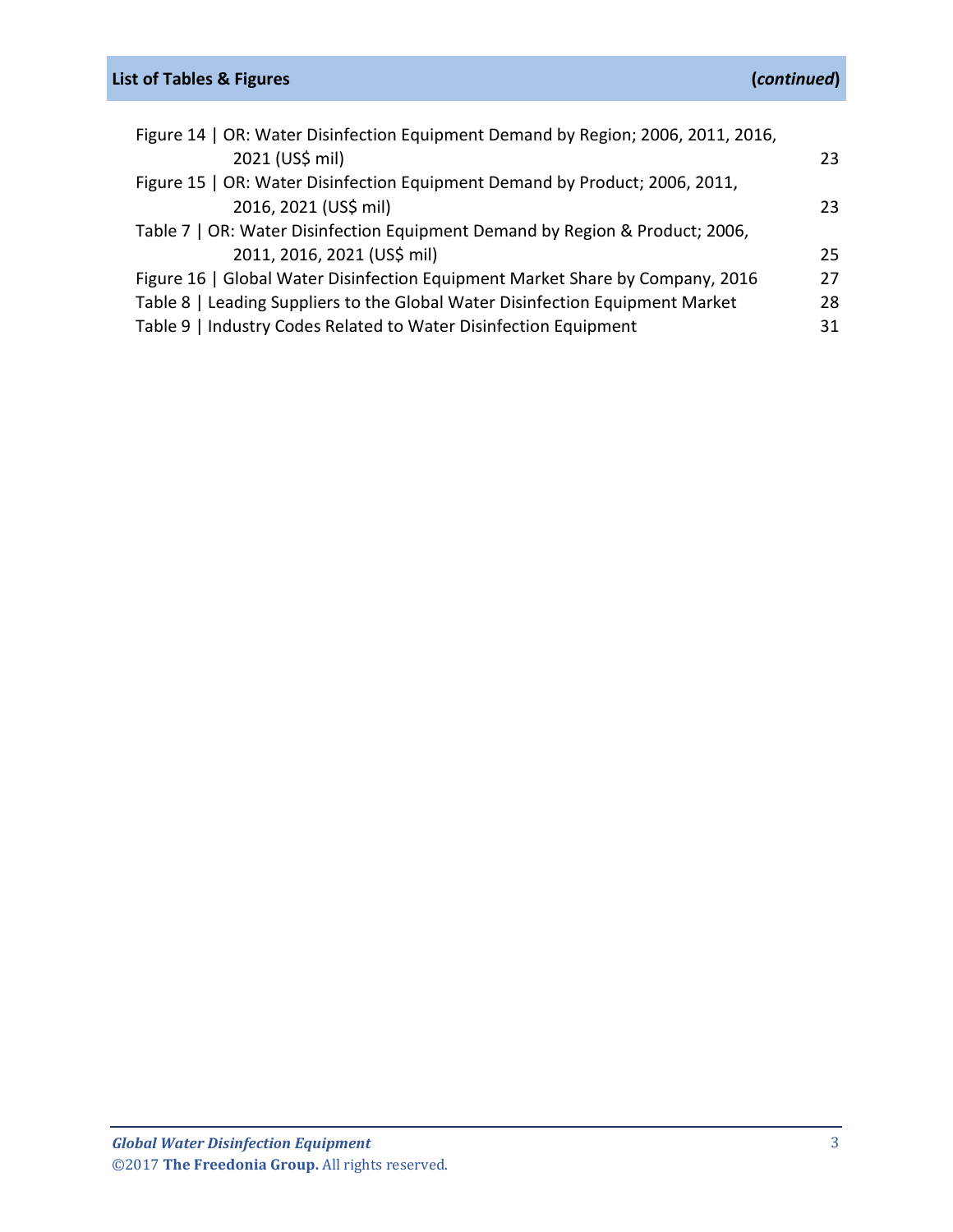## List of Tables & Figures (*continued*)

Figure 14 | OR: Water Disinfection Equipment Demand by Region; 2006, 2011, 2016, 2021 (US$ mil) 23

Figure 15 | OR: Water Disinfection Equipment Demand by Product; 2006, 2011, 2016, 2021 (US$ mil) 23

Table 7 | OR: Water Disinfection Equipment Demand by Region & Product; 2006, 2011, 2016, 2021 (US$ mil) 25

Figure 16 | Global Water Disinfection Equipment Market Share by Company, 2016 27

Table 8 | Leading Suppliers to the Global Water Disinfection Equipment Market 28

Table 9 | Industry Codes Related to Water Disinfection Equipment 31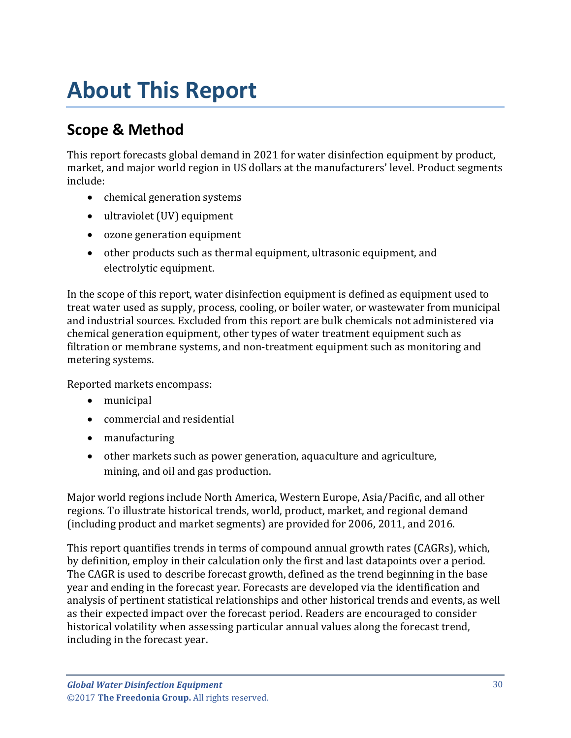# About This Report

## Scope & Method

This report forecasts global demand in 2021 for water disinfection equipment by product, market, and major world region in US dollars at the manufacturers' level. Product segments include:

- chemical generation systems
- ultraviolet (UV) equipment
- ozone generation equipment
- other products such as thermal equipment, ultrasonic equipment, and electrolytic equipment.

In the scope of this report, water disinfection equipment is defined as equipment used to treat water used as supply, process, cooling, or boiler water, or wastewater from municipal and industrial sources. Excluded from this report are bulk chemicals not administered via chemical generation equipment, other types of water treatment equipment such as filtration or membrane systems, and non-treatment equipment such as monitoring and metering systems.

Reported markets encompass:

- municipal
- commercial and residential
- manufacturing
- other markets such as power generation, aquaculture and agriculture, mining, and oil and gas production.

Major world regions include North America, Western Europe, Asia/Pacific, and all other regions. To illustrate historical trends, world, product, market, and regional demand (including product and market segments) are provided for 2006, 2011, and 2016.

This report quantifies trends in terms of compound annual growth rates (CAGRs), which, by definition, employ in their calculation only the first and last datapoints over a period. The CAGR is used to describe forecast growth, defined as the trend beginning in the base year and ending in the forecast year. Forecasts are developed via the identification and analysis of pertinent statistical relationships and other historical trends and events, as well as their expected impact over the forecast period. Readers are encouraged to consider historical volatility when assessing particular annual values along the forecast trend, including in the forecast year.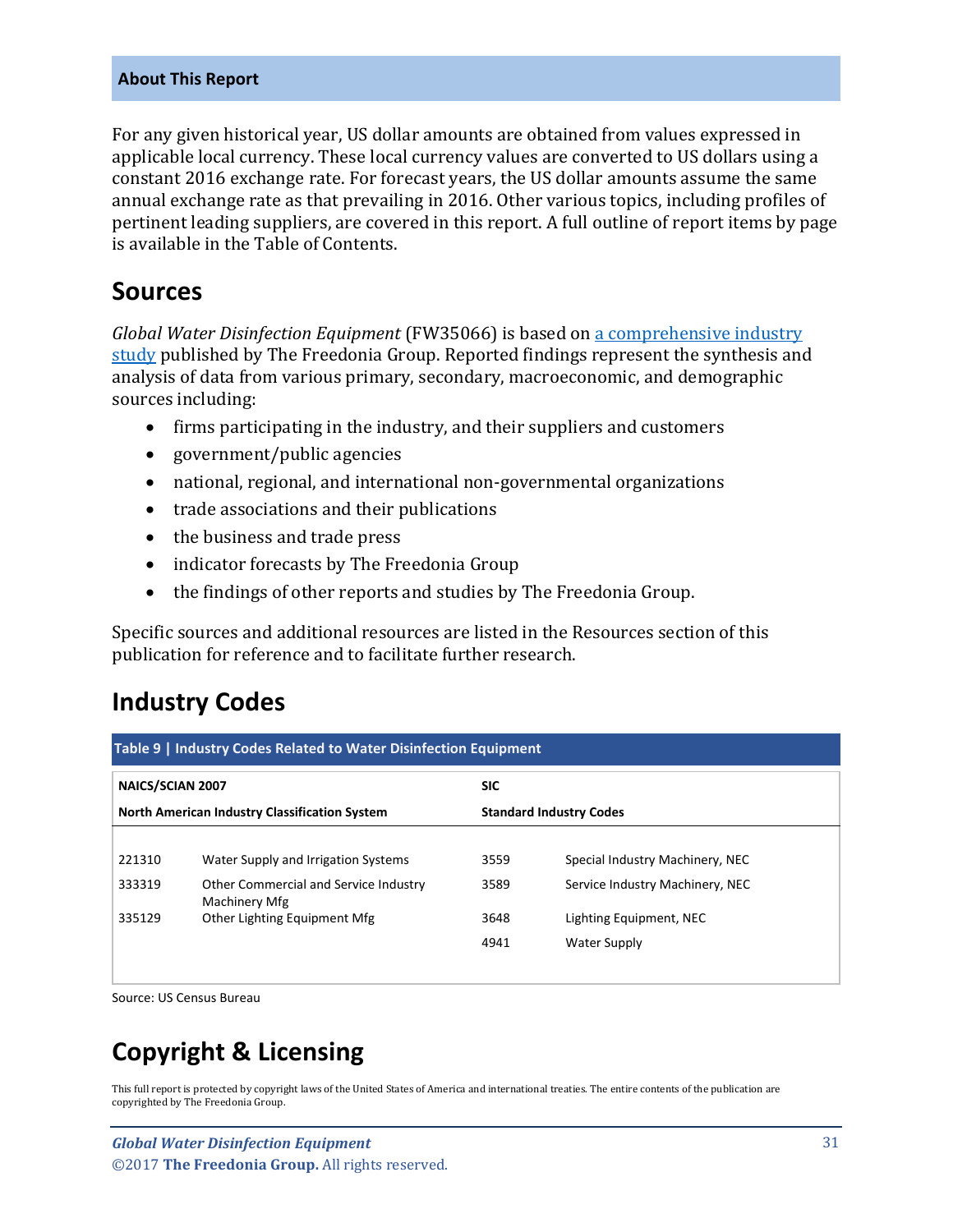**About This Report**

For any given historical year, US dollar amounts are obtained from values expressed in applicable local currency. These local currency values are converted to US dollars using a constant 2016 exchange rate. For forecast years, the US dollar amounts assume the same annual exchange rate as that prevailing in 2016. Other various topics, including profiles of pertinent leading suppliers, are covered in this report. A full outline of report items by page is available in the Table of Contents.

## Sources

*Global Water Disinfection Equipment* (FW35066) is based on [a comprehensive industry study]() published by The Freedonia Group. Reported findings represent the synthesis and analysis of data from various primary, secondary, macroeconomic, and demographic sources including:

- firms participating in the industry, and their suppliers and customers
- government/public agencies
- national, regional, and international non-governmental organizations
- trade associations and their publications
- the business and trade press
- indicator forecasts by The Freedonia Group
- the findings of other reports and studies by The Freedonia Group.

Specific sources and additional resources are listed in the Resources section of this publication for reference and to facilitate further research.

## Industry Codes

**Table 9 | Industry Codes Related to Water Disinfection Equipment**

| NAICS/SCIAN 2007 | | SIC | |
|---|---|---|---|
| **North American Industry Classification System** | | **Standard Industry Codes** | |
| 221310 | Water Supply and Irrigation Systems | 3559 | Special Industry Machinery, NEC |
| 333319 | Other Commercial and Service Industry Machinery Mfg | 3589 | Service Industry Machinery, NEC |
| 335129 | Other Lighting Equipment Mfg | 3648 | Lighting Equipment, NEC |
| | | 4941 | Water Supply |

Source: US Census Bureau

## Copyright & Licensing

This full report is protected by copyright laws of the United States of America and international treaties. The entire contents of the publication are copyrighted by The Freedonia Group.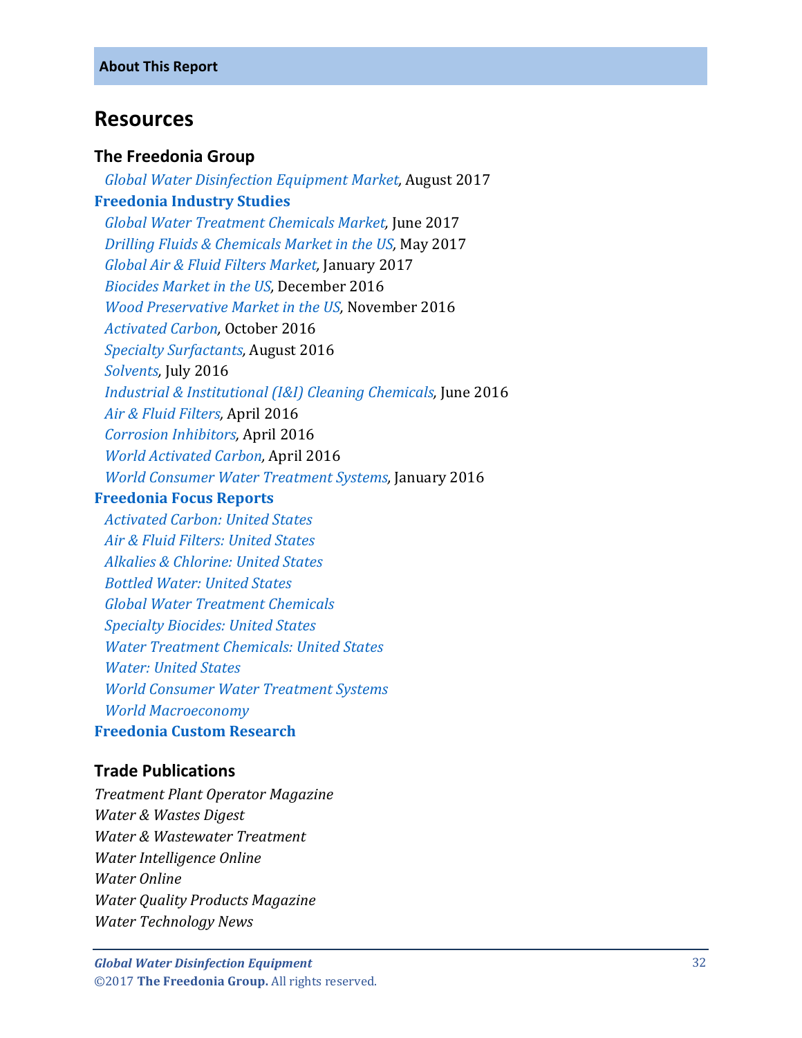**About This Report**

## Resources

### The Freedonia Group

*Global Water Disinfection Equipment Market*, August 2017

**Freedonia Industry Studies**

*Global Water Treatment Chemicals Market*, June 2017
*Drilling Fluids & Chemicals Market in the US*, May 2017
*Global Air & Fluid Filters Market*, January 2017
*Biocides Market in the US*, December 2016
*Wood Preservative Market in the US*, November 2016
*Activated Carbon*, October 2016
*Specialty Surfactants*, August 2016
*Solvents*, July 2016
*Industrial & Institutional (I&I) Cleaning Chemicals*, June 2016
*Air & Fluid Filters*, April 2016
*Corrosion Inhibitors*, April 2016
*World Activated Carbon*, April 2016
*World Consumer Water Treatment Systems*, January 2016

**Freedonia Focus Reports**

*Activated Carbon: United States*
*Air & Fluid Filters: United States*
*Alkalies & Chlorine: United States*
*Bottled Water: United States*
*Global Water Treatment Chemicals*
*Specialty Biocides: United States*
*Water Treatment Chemicals: United States*
*Water: United States*
*World Consumer Water Treatment Systems*
*World Macroeconomy*

**Freedonia Custom Research**

### Trade Publications

*Treatment Plant Operator Magazine*
*Water & Wastes Digest*
*Water & Wastewater Treatment*
*Water Intelligence Online*
*Water Online*
*Water Quality Products Magazine*
*Water Technology News*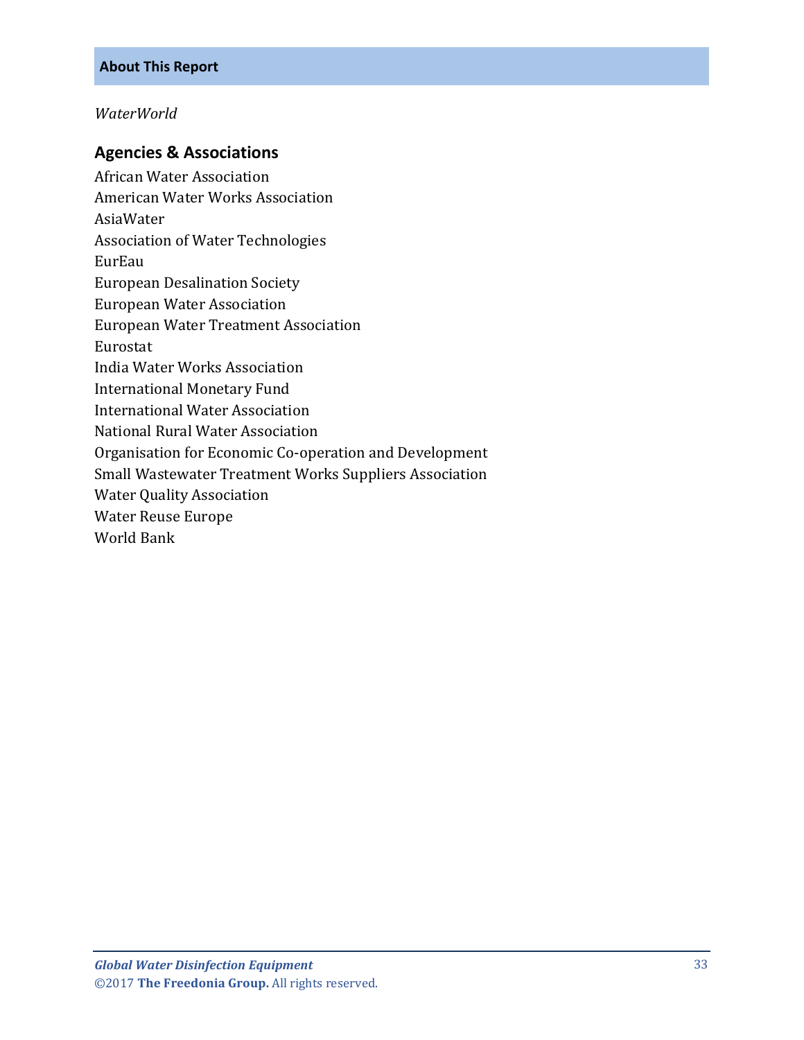## About This Report

*WaterWorld*

### Agencies & Associations

African Water Association
American Water Works Association
AsiaWater
Association of Water Technologies
EurEau
European Desalination Society
European Water Association
European Water Treatment Association
Eurostat
India Water Works Association
International Monetary Fund
International Water Association
National Rural Water Association
Organisation for Economic Co-operation and Development
Small Wastewater Treatment Works Suppliers Association
Water Quality Association
Water Reuse Europe
World Bank